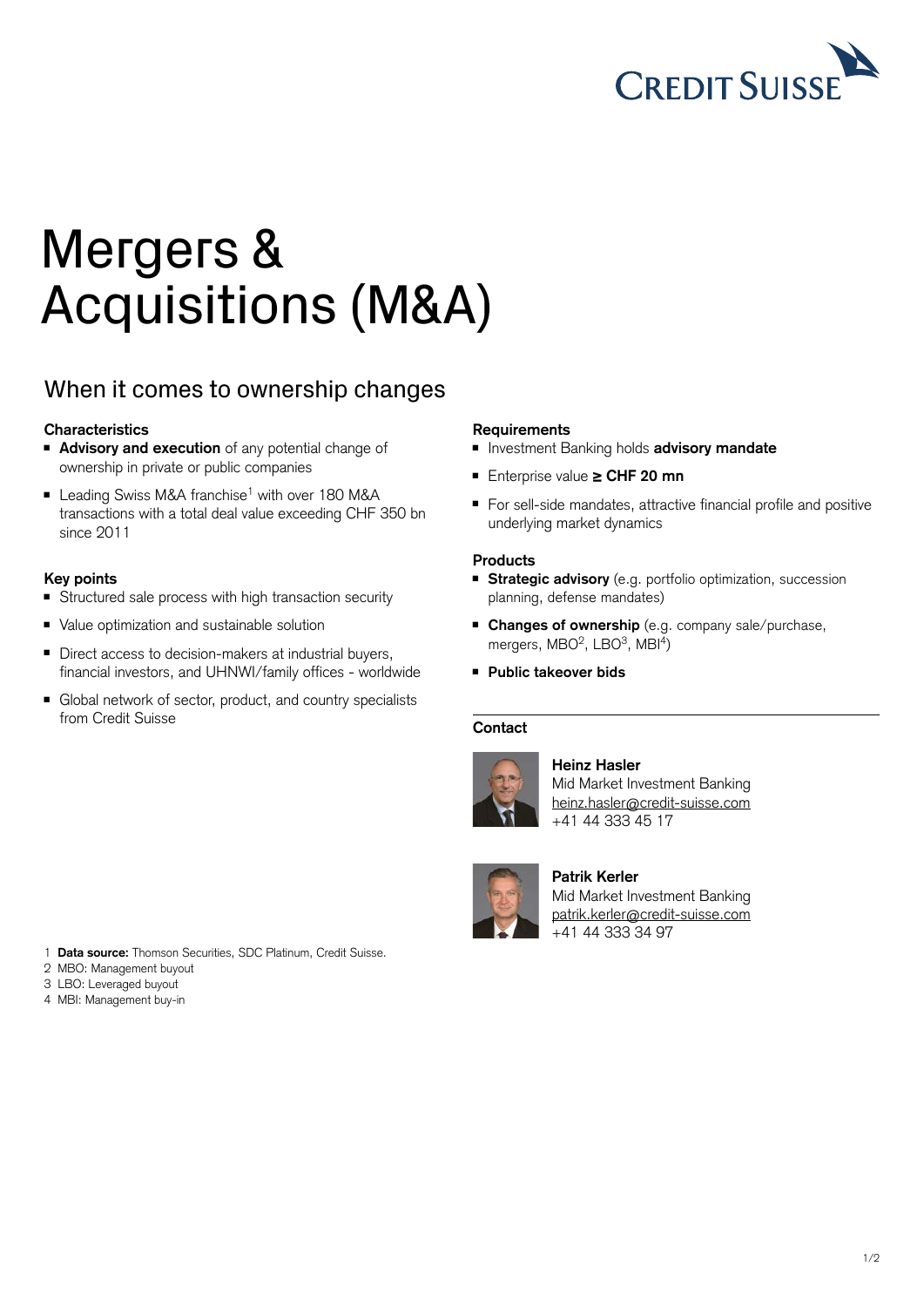# Mergers & Acquisitions (M&A)

## When it comes to ownership changes

### Characteristics

- **Advisory and execution** of any potential change of ownership in private or public companies
- Leading Swiss M&A franchise[1] with over 180 M&A transactions with a total deal value exceeding CHF 350 bn since 2011

### Key points

- Structured sale process with high transaction security
- Value optimization and sustainable solution
- Direct access to decision-makers at industrial buyers, financial investors, and UHNWI/family offices - worldwide
- Global network of sector, product, and country specialists from Credit Suisse

### Requirements

- Investment Banking holds **advisory mandate**
- Enterprise value **≥ CHF 20 mn**
- For sell-side mandates, attractive financial profile and positive underlying market dynamics

### Products

- **Strategic advisory** (e.g. portfolio optimization, succession planning, defense mandates)
- **Changes of ownership** (e.g. company sale/purchase, mergers, MBO[2], LBO[3], MBI[4])
- **Public takeover bids**

### Contact

**Heinz Hasler**
Mid Market Investment Banking
heinz.hasler@credit-suisse.com
+41 44 333 45 17

**Patrik Kerler**
Mid Market Investment Banking
patrik.kerler@credit-suisse.com
+41 44 333 34 97

---

1 **Data source:** Thomson Securities, SDC Platinum, Credit Suisse.
2 MBO: Management buyout
3 LBO: Leveraged buyout
4 MBI: Management buy-in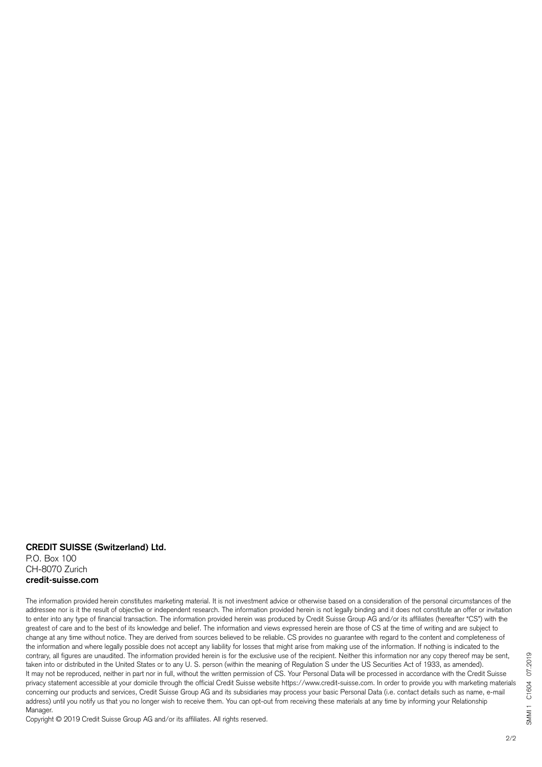**CREDIT SUISSE (Switzerland) Ltd.**
P.O. Box 100
CH-8070 Zurich
**credit-suisse.com**

The information provided herein constitutes marketing material. It is not investment advice or otherwise based on a consideration of the personal circumstances of the addressee nor is it the result of objective or independent research. The information provided herein is not legally binding and it does not constitute an offer or invitation to enter into any type of financial transaction. The information provided herein was produced by Credit Suisse Group AG and/or its affiliates (hereafter "CS") with the greatest of care and to the best of its knowledge and belief. The information and views expressed herein are those of CS at the time of writing and are subject to change at any time without notice. They are derived from sources believed to be reliable. CS provides no guarantee with regard to the content and completeness of the information and where legally possible does not accept any liability for losses that might arise from making use of the information. If nothing is indicated to the contrary, all figures are unaudited. The information provided herein is for the exclusive use of the recipient. Neither this information nor any copy thereof may be sent, taken into or distributed in the United States or to any U. S. person (within the meaning of Regulation S under the US Securities Act of 1933, as amended). It may not be reproduced, neither in part nor in full, without the written permission of CS. Your Personal Data will be processed in accordance with the Credit Suisse privacy statement accessible at your domicile through the official Credit Suisse website https://www.credit-suisse.com. In order to provide you with marketing materials concerning our products and services, Credit Suisse Group AG and its subsidiaries may process your basic Personal Data (i.e. contact details such as name, e-mail address) until you notify us that you no longer wish to receive them. You can opt-out from receiving these materials at any time by informing your Relationship Manager.
Copyright © 2019 Credit Suisse Group AG and/or its affiliates. All rights reserved.

SMMI 1 C1604 07.2019